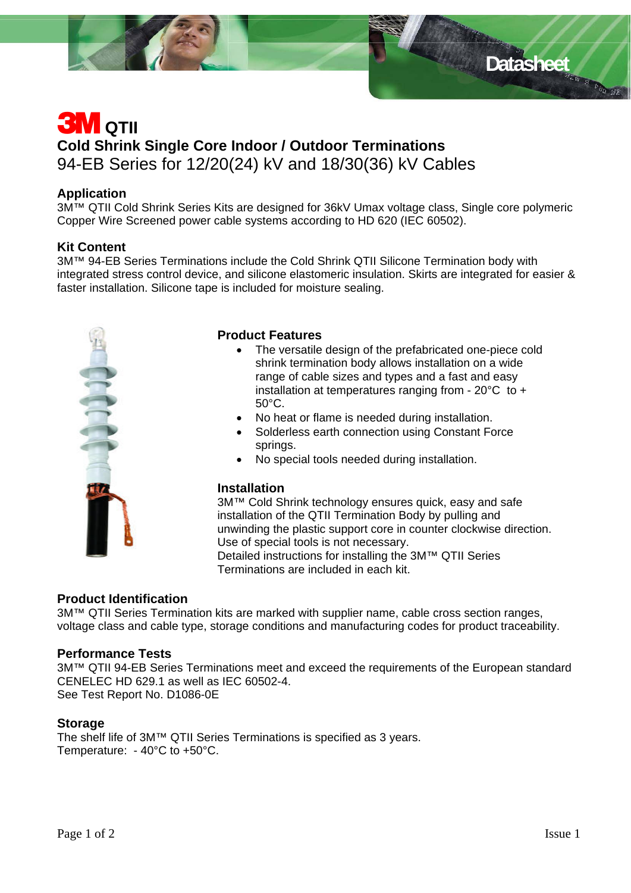# 3M QTII

## Cold Shrink Single Core Indoor / Outdoor Terminations

94-EB Series for 12/20(24) kV and 18/30(36) kV Cables

### Application

3M™ QTII Cold Shrink Series Kits are designed for 36kV Umax voltage class, Single core polymeric Copper Wire Screened power cable systems according to HD 620 (IEC 60502).

### Kit Content

3M™ 94-EB Series Terminations include the Cold Shrink QTII Silicone Termination body with integrated stress control device, and silicone elastomeric insulation. Skirts are integrated for easier & faster installation. Silicone tape is included for moisture sealing.

### Product Features

- The versatile design of the prefabricated one-piece cold shrink termination body allows installation on a wide range of cable sizes and types and a fast and easy installation at temperatures ranging from - 20°C to + 50°C.
- No heat or flame is needed during installation.
- Solderless earth connection using Constant Force springs.
- No special tools needed during installation.

### Installation

3M™ Cold Shrink technology ensures quick, easy and safe installation of the QTII Termination Body by pulling and unwinding the plastic support core in counter clockwise direction. Use of special tools is not necessary.
Detailed instructions for installing the 3M™ QTII Series Terminations are included in each kit.

### Product Identification

3M™ QTII Series Termination kits are marked with supplier name, cable cross section ranges, voltage class and cable type, storage conditions and manufacturing codes for product traceability.

### Performance Tests

3M™ QTII 94-EB Series Terminations meet and exceed the requirements of the European standard CENELEC HD 629.1 as well as IEC 60502-4.
See Test Report No. D1086-0E

### Storage

The shelf life of 3M™ QTII Series Terminations is specified as 3 years.
Temperature: - 40°C to +50°C.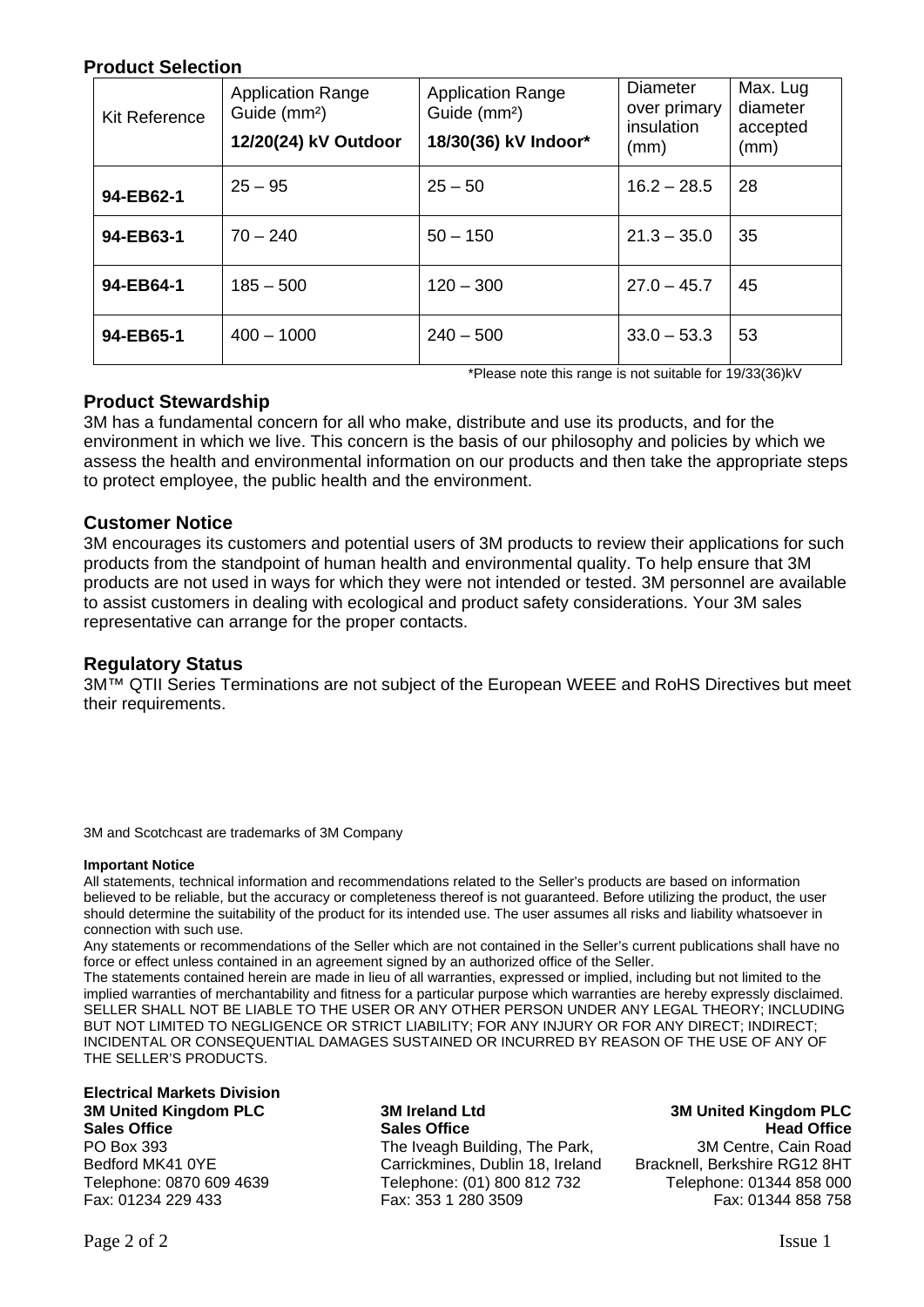## Product Selection

| Kit Reference | Application Range Guide (mm²) **12/20(24) kV Outdoor** | Application Range Guide (mm²) **18/30(36) kV Indoor*** | Diameter over primary insulation (mm) | Max. Lug diameter accepted (mm) |
|---|---|---|---|---|
| **94-EB62-1** | 25 – 95 | 25 – 50 | 16.2 – 28.5 | 28 |
| **94-EB63-1** | 70 – 240 | 50 – 150 | 21.3 – 35.0 | 35 |
| **94-EB64-1** | 185 – 500 | 120 – 300 | 27.0 – 45.7 | 45 |
| **94-EB65-1** | 400 – 1000 | 240 – 500 | 33.0 – 53.3 | 53 |

*Please note this range is not suitable for 19/33(36)kV

## Product Stewardship

3M has a fundamental concern for all who make, distribute and use its products, and for the environment in which we live. This concern is the basis of our philosophy and policies by which we assess the health and environmental information on our products and then take the appropriate steps to protect employee, the public health and the environment.

## Customer Notice

3M encourages its customers and potential users of 3M products to review their applications for such products from the standpoint of human health and environmental quality. To help ensure that 3M products are not used in ways for which they were not intended or tested. 3M personnel are available to assist customers in dealing with ecological and product safety considerations. Your 3M sales representative can arrange for the proper contacts.

## Regulatory Status

3M™ QTII Series Terminations are not subject of the European WEEE and RoHS Directives but meet their requirements.

3M and Scotchcast are trademarks of 3M Company

**Important Notice**

All statements, technical information and recommendations related to the Seller's products are based on information believed to be reliable, but the accuracy or completeness thereof is not guaranteed. Before utilizing the product, the user should determine the suitability of the product for its intended use. The user assumes all risks and liability whatsoever in connection with such use.

Any statements or recommendations of the Seller which are not contained in the Seller's current publications shall have no force or effect unless contained in an agreement signed by an authorized office of the Seller.

The statements contained herein are made in lieu of all warranties, expressed or implied, including but not limited to the implied warranties of merchantability and fitness for a particular purpose which warranties are hereby expressly disclaimed. SELLER SHALL NOT BE LIABLE TO THE USER OR ANY OTHER PERSON UNDER ANY LEGAL THEORY; INCLUDING BUT NOT LIMITED TO NEGLIGENCE OR STRICT LIABILITY; FOR ANY INJURY OR FOR ANY DIRECT; INDIRECT; INCIDENTAL OR CONSEQUENTIAL DAMAGES SUSTAINED OR INCURRED BY REASON OF THE USE OF ANY OF THE SELLER'S PRODUCTS.

**Electrical Markets Division**
**3M United Kingdom PLC**
**Sales Office**
PO Box 393
Bedford MK41 0YE
Telephone: 0870 609 4639
Fax: 01234 229 433

**3M Ireland Ltd**
**Sales Office**
The Iveagh Building, The Park,
Carrickmines, Dublin 18, Ireland
Telephone: (01) 800 812 732
Fax: 353 1 280 3509

**3M United Kingdom PLC**
**Head Office**
3M Centre, Cain Road
Bracknell, Berkshire RG12 8HT
Telephone: 01344 858 000
Fax: 01344 858 758

Issue 1